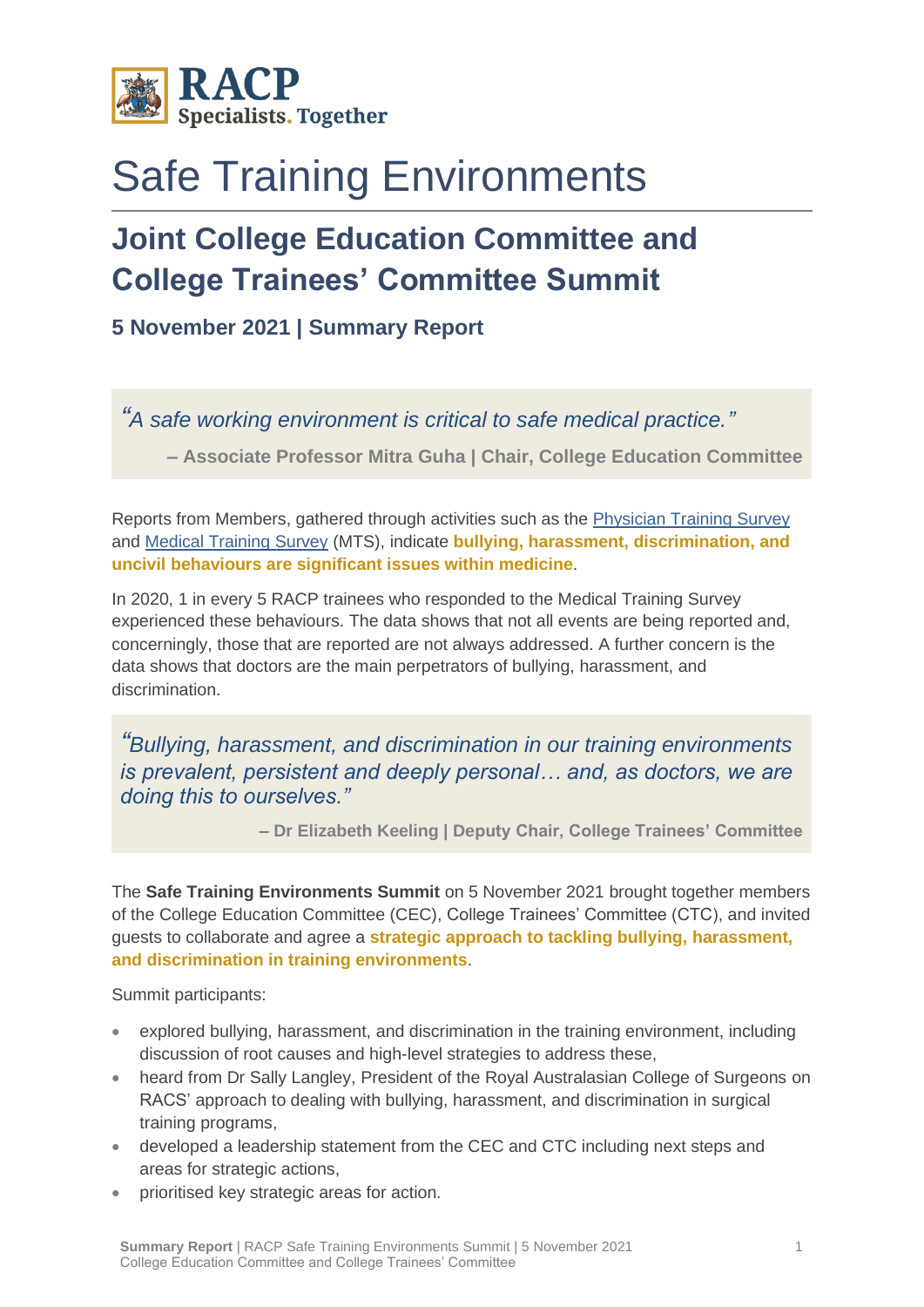# Safe Training Environments

## Joint College Education Committee and College Trainees' Committee Summit

**5 November 2021 | Summary Report**

> *"A safe working environment is critical to safe medical practice."*
>
> **– Associate Professor Mitra Guha | Chair, College Education Committee**

Reports from Members, gathered through activities such as the Physician Training Survey and Medical Training Survey (MTS), indicate **bullying, harassment, discrimination, and uncivil behaviours are significant issues within medicine**.

In 2020, 1 in every 5 RACP trainees who responded to the Medical Training Survey experienced these behaviours. The data shows that not all events are being reported and, concerningly, those that are reported are not always addressed. A further concern is the data shows that doctors are the main perpetrators of bullying, harassment, and discrimination.

> *"Bullying, harassment, and discrimination in our training environments is prevalent, persistent and deeply personal… and, as doctors, we are doing this to ourselves."*
>
> **– Dr Elizabeth Keeling | Deputy Chair, College Trainees' Committee**

The **Safe Training Environments Summit** on 5 November 2021 brought together members of the College Education Committee (CEC), College Trainees' Committee (CTC), and invited guests to collaborate and agree a **strategic approach to tackling bullying, harassment, and discrimination in training environments**.

Summit participants:

- explored bullying, harassment, and discrimination in the training environment, including discussion of root causes and high-level strategies to address these,
- heard from Dr Sally Langley, President of the Royal Australasian College of Surgeons on RACS' approach to dealing with bullying, harassment, and discrimination in surgical training programs,
- developed a leadership statement from the CEC and CTC including next steps and areas for strategic actions,
- prioritised key strategic areas for action.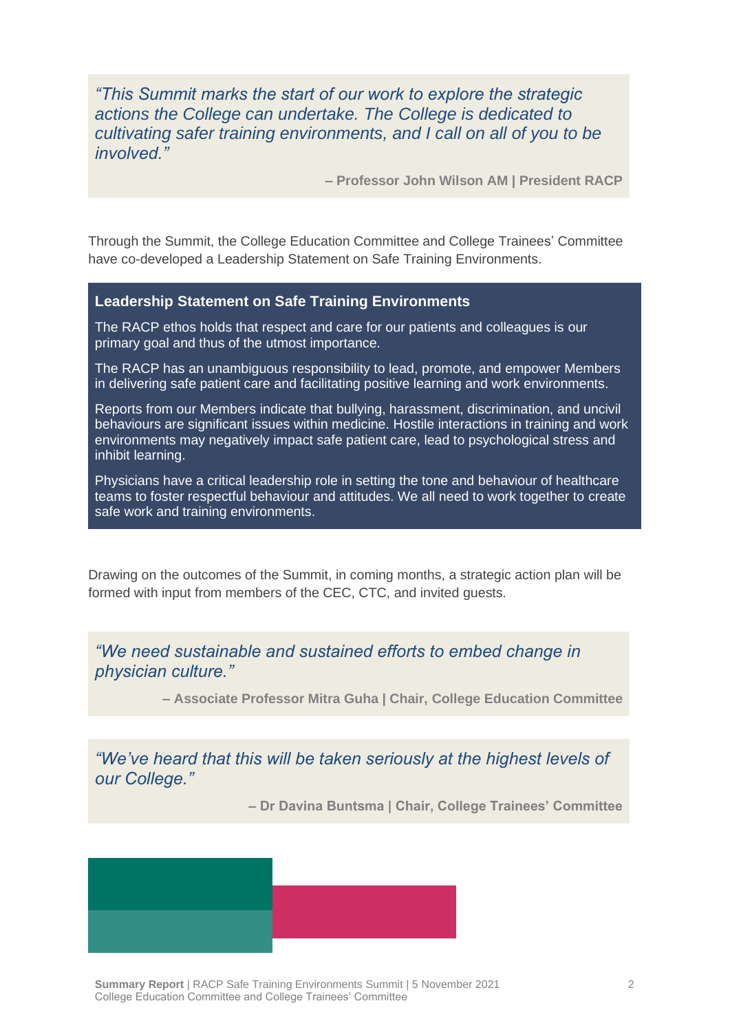> *"This Summit marks the start of our work to explore the strategic actions the College can undertake. The College is dedicated to cultivating safer training environments, and I call on all of you to be involved."*
>
> **– Professor John Wilson AM | President RACP**

Through the Summit, the College Education Committee and College Trainees' Committee have co-developed a Leadership Statement on Safe Training Environments.

### Leadership Statement on Safe Training Environments

The RACP ethos holds that respect and care for our patients and colleagues is our primary goal and thus of the utmost importance.

The RACP has an unambiguous responsibility to lead, promote, and empower Members in delivering safe patient care and facilitating positive learning and work environments.

Reports from our Members indicate that bullying, harassment, discrimination, and uncivil behaviours are significant issues within medicine. Hostile interactions in training and work environments may negatively impact safe patient care, lead to psychological stress and inhibit learning.

Physicians have a critical leadership role in setting the tone and behaviour of healthcare teams to foster respectful behaviour and attitudes. We all need to work together to create safe work and training environments.

Drawing on the outcomes of the Summit, in coming months, a strategic action plan will be formed with input from members of the CEC, CTC, and invited guests.

> *"We need sustainable and sustained efforts to embed change in physician culture."*
>
> **– Associate Professor Mitra Guha | Chair, College Education Committee**

> *"We've heard that this will be taken seriously at the highest levels of our College."*
>
> **– Dr Davina Buntsma | Chair, College Trainees' Committee**